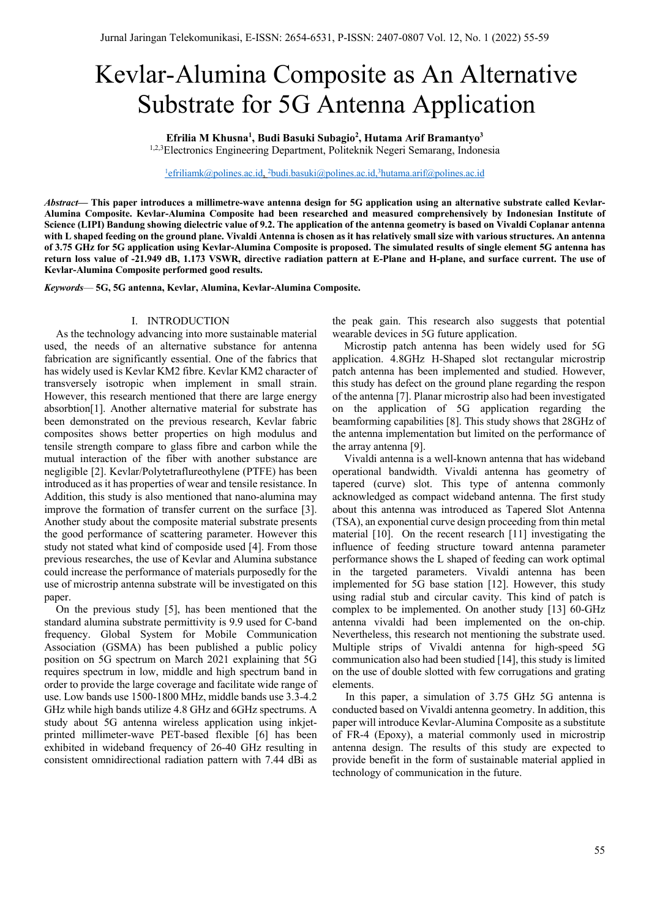# Kevlar-Alumina Composite as An Alternative Substrate for 5G Antenna Application

**Efrilia M Khusna[1], Budi Basuki Subagio[2], Hutama Arif Bramantyo[3]**

[1,2,3]Electronics Engineering Department, Politeknik Negeri Semarang, Indonesia

[1]efriliamk@polines.ac.id, [2]budi.basuki@polines.ac.id, [3]hutama.arif@polines.ac.id

***Abstract*— This paper introduces a millimetre-wave antenna design for 5G application using an alternative substrate called Kevlar-Alumina Composite. Kevlar-Alumina Composite had been researched and measured comprehensively by Indonesian Institute of Science (LIPI) Bandung showing dielectric value of 9.2. The application of the antenna geometry is based on Vivaldi Coplanar antenna with L shaped feeding on the ground plane. Vivaldi Antenna is chosen as it has relatively small size with various structures. An antenna of 3.75 GHz for 5G application using Kevlar-Alumina Composite is proposed. The simulated results of single element 5G antenna has return loss value of -21.949 dB, 1.173 VSWR, directive radiation pattern at E-Plane and H-plane, and surface current. The use of Kevlar-Alumina Composite performed good results.**

***Keywords*— 5G, 5G antenna, Kevlar, Alumina, Kevlar-Alumina Composite.**

## I. INTRODUCTION

As the technology advancing into more sustainable material used, the needs of an alternative substance for antenna fabrication are significantly essential. One of the fabrics that has widely used is Kevlar KM2 fibre. Kevlar KM2 character of transversely isotropic when implement in small strain. However, this research mentioned that there are large energy absorbtion[1]. Another alternative material for substrate has been demonstrated on the previous research, Kevlar fabric composites shows better properties on high modulus and tensile strength compare to glass fibre and carbon while the mutual interaction of the fiber with another substance are negligible [2]. Kevlar/Polytetraflureothylene (PTFE) has been introduced as it has properties of wear and tensile resistance. In Addition, this study is also mentioned that nano-alumina may improve the formation of transfer current on the surface [3]. Another study about the composite material substrate presents the good performance of scattering parameter. However this study not stated what kind of composide used [4]. From those previous researches, the use of Kevlar and Alumina substance could increase the performance of materials purposedly for the use of microstrip antenna substrate will be investigated on this paper.

On the previous study [5], has been mentioned that the standard alumina substrate permittivity is 9.9 used for C-band frequency. Global System for Mobile Communication Association (GSMA) has been published a public policy position on 5G spectrum on March 2021 explaining that 5G requires spectrum in low, middle and high spectrum band in order to provide the large coverage and facilitate wide range of use. Low bands use 1500-1800 MHz, middle bands use 3.3-4.2 GHz while high bands utilize 4.8 GHz and 6GHz spectrums. A study about 5G antenna wireless application using inkjet-printed millimeter-wave PET-based flexible [6] has been exhibited in wideband frequency of 26-40 GHz resulting in consistent omnidirectional radiation pattern with 7.44 dBi as the peak gain. This research also suggests that potential wearable devices in 5G future application.

Microstip patch antenna has been widely used for 5G application. 4.8GHz H-Shaped slot rectangular microstrip patch antenna has been implemented and studied. However, this study has defect on the ground plane regarding the respon of the antenna [7]. Planar microstrip also had been investigated on the application of 5G application regarding the beamforming capabilities [8]. This study shows that 28GHz of the antenna implementation but limited on the performance of the array antenna [9].

Vivaldi antenna is a well-known antenna that has wideband operational bandwidth. Vivaldi antenna has geometry of tapered (curve) slot. This type of antenna commonly acknowledged as compact wideband antenna. The first study about this antenna was introduced as Tapered Slot Antenna (TSA), an exponential curve design proceeding from thin metal material [10]. On the recent research [11] investigating the influence of feeding structure toward antenna parameter performance shows the L shaped of feeding can work optimal in the targeted parameters. Vivaldi antenna has been implemented for 5G base station [12]. However, this study using radial stub and circular cavity. This kind of patch is complex to be implemented. On another study [13] 60-GHz antenna vivaldi had been implemented on the on-chip. Nevertheless, this research not mentioning the substrate used. Multiple strips of Vivaldi antenna for high-speed 5G communication also had been studied [14], this study is limited on the use of double slotted with few corrugations and grating elements.

In this paper, a simulation of 3.75 GHz 5G antenna is conducted based on Vivaldi antenna geometry. In addition, this paper will introduce Kevlar-Alumina Composite as a substitute of FR-4 (Epoxy), a material commonly used in microstrip antenna design. The results of this study are expected to provide benefit in the form of sustainable material applied in technology of communication in the future.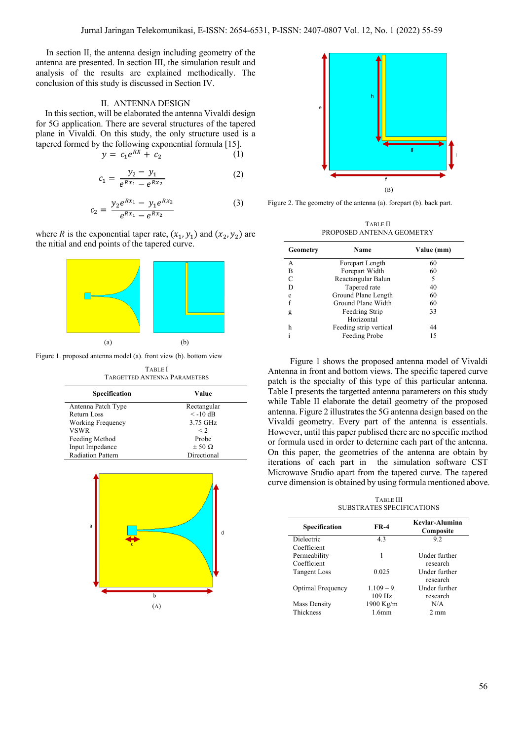In section II, the antenna design including geometry of the antenna are presented. In section III, the simulation result and analysis of the results are explained methodically. The conclusion of this study is discussed in Section IV.

## II. ANTENNA DESIGN

In this section, will be elaborated the antenna Vivaldi design for 5G application. There are several structures of the tapered plane in Vivaldi. On this study, the only structure used is a tapered formed by the following exponential formula [15].

$$y = c_1 e^{RX} + c_2 \tag{1}$$

$$c_1 = \frac{y_2 - y_1}{e^{Rx_1} - e^{Rx_2}} \tag{2}$$

$$c_2 = \frac{y_2 e^{Rx_1} - y_1 e^{Rx_2}}{e^{Rx_1} - e^{Rx_2}} \tag{3}$$

where $R$ is the exponential taper rate, $(x_1, y_1)$ and $(x_2, y_2)$ are the nitial and end points of the tapered curve.

(a) (b)

Figure 1. proposed antenna model (a). front view (b). bottom view

TABLE I
TARGETTED ANTENNA PARAMETERS

| Specification | Value |
| --- | --- |
| Antenna Patch Type | Rectangular |
| Return Loss | < -10 dB |
| Working Frequency | 3.75 GHz |
| VSWR | < 2 |
| Feeding Method | Probe |
| Input Impedance | ± 50 Ω |
| Radiation Pattern | Directional |

(A)

(B)

Figure 2. The geometry of the antenna (a). forepart (b). back part.

TABLE II
PROPOSED ANTENNA GEOMETRY

| Geometry | Name | Value (mm) |
| --- | --- | --- |
| A | Forepart Length | 60 |
| B | Forepart Width | 60 |
| C | Reactangular Balun | 5 |
| D | Tapered rate | 40 |
| e | Ground Plane Length | 60 |
| f | Ground Plane Width | 60 |
| g | Feedring Strip Horizontal | 33 |
| h | Feeding strip vertical | 44 |
| i | Feeding Probe | 15 |

Figure 1 shows the proposed antenna model of Vivaldi Antenna in front and bottom views. The specific tapered curve patch is the specialty of this type of this particular antenna. Table I presents the targetted antenna parameters on this study while Table II elaborate the detail geometry of the proposed antenna. Figure 2 illustrates the 5G antenna design based on the Vivaldi geometry. Every part of the antenna is essentials. However, until this paper publised there are no specific method or formula used in order to deternine each part of the antenna. On this paper, the geometries of the antenna are obtain by iterations of each part in the simulation software CST Microwave Studio apart from the tapered curve. The tapered curve dimension is obtained by using formula mentioned above.

TABLE III
SUBSTRATES SPECIFICATIONS

| Specification | FR-4 | Kevlar-Alumina Composite |
| --- | --- | --- |
| Dielectric Coefficient | 4.3 | 9.2 |
| Permeability Coefficient | 1 | Under further research |
| Tangent Loss | 0.025 | Under further research |
| Optimal Frequency | 1.109 – 9. 109 Hz | Under further research |
| Mass Density | 1900 Kg/m | N/A |
| Thickness | 1.6mm | 2 mm |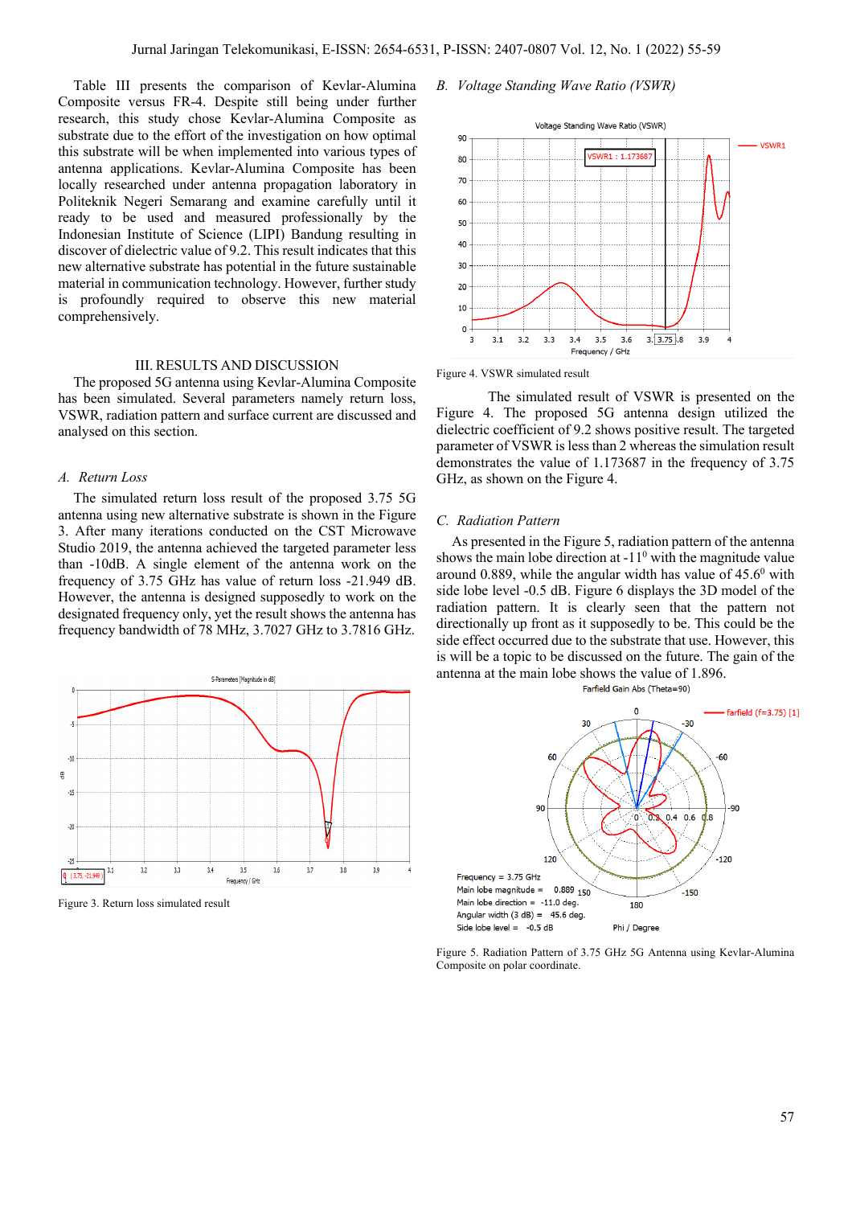Table III presents the comparison of Kevlar-Alumina Composite versus FR-4. Despite still being under further research, this study chose Kevlar-Alumina Composite as substrate due to the effort of the investigation on how optimal this substrate will be when implemented into various types of antenna applications. Kevlar-Alumina Composite has been locally researched under antenna propagation laboratory in Politeknik Negeri Semarang and examine carefully until it ready to be used and measured professionally by the Indonesian Institute of Science (LIPI) Bandung resulting in discover of dielectric value of 9.2. This result indicates that this new alternative substrate has potential in the future sustainable material in communication technology. However, further study is profoundly required to observe this new material comprehensively.

## III. RESULTS AND DISCUSSION

The proposed 5G antenna using Kevlar-Alumina Composite has been simulated. Several parameters namely return loss, VSWR, radiation pattern and surface current are discussed and analysed on this section.

### *A. Return Loss*

The simulated return loss result of the proposed 3.75 5G antenna using new alternative substrate is shown in the Figure 3. After many iterations conducted on the CST Microwave Studio 2019, the antenna achieved the targeted parameter less than -10dB. A single element of the antenna work on the frequency of 3.75 GHz has value of return loss -21.949 dB. However, the antenna is designed supposedly to work on the designated frequency only, yet the result shows the antenna has frequency bandwidth of 78 MHz, 3.7027 GHz to 3.7816 GHz.

Figure 3. Return loss simulated result

### *B. Voltage Standing Wave Ratio (VSWR)*

Figure 4. VSWR simulated result

The simulated result of VSWR is presented on the Figure 4. The proposed 5G antenna design utilized the dielectric coefficient of 9.2 shows positive result. The targeted parameter of VSWR is less than 2 whereas the simulation result demonstrates the value of 1.173687 in the frequency of 3.75 GHz, as shown on the Figure 4.

### *C. Radiation Pattern*

As presented in the Figure 5, radiation pattern of the antenna shows the main lobe direction at $-11^0$ with the magnitude value around 0.889, while the angular width has value of $45.6^0$ with side lobe level -0.5 dB. Figure 6 displays the 3D model of the radiation pattern. It is clearly seen that the pattern not directionally up front as it supposedly to be. This could be the side effect occurred due to the substrate that use. However, this is will be a topic to be discussed on the future. The gain of the antenna at the main lobe shows the value of 1.896.

Figure 5. Radiation Pattern of 3.75 GHz 5G Antenna using Kevlar-Alumina Composite on polar coordinate.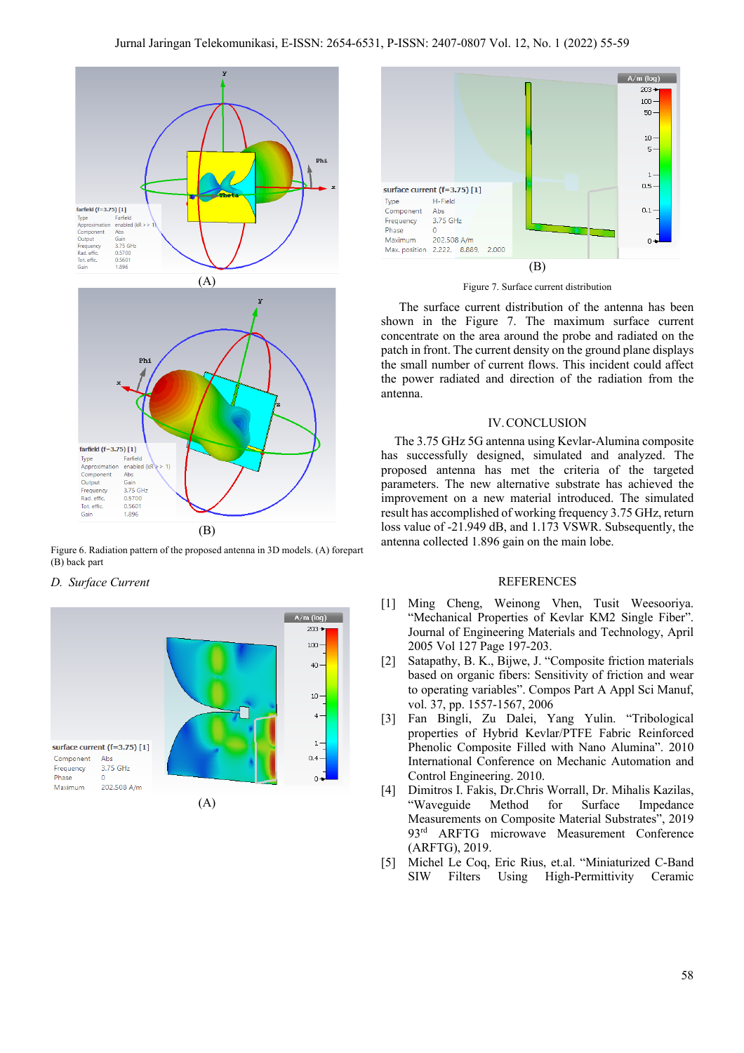(A)

(B)

Figure 6. Radiation pattern of the proposed antenna in 3D models. (A) forepart (B) back part

### D. *Surface Current*

(A)

(B)

Figure 7. Surface current distribution

The surface current distribution of the antenna has been shown in the Figure 7. The maximum surface current concentrate on the area around the probe and radiated on the patch in front. The current density on the ground plane displays the small number of current flows. This incident could affect the power radiated and direction of the radiation from the antenna.

## IV. CONCLUSION

The 3.75 GHz 5G antenna using Kevlar-Alumina composite has successfully designed, simulated and analyzed. The proposed antenna has met the criteria of the targeted parameters. The new alternative substrate has achieved the improvement on a new material introduced. The simulated result has accomplished of working frequency 3.75 GHz, return loss value of -21.949 dB, and 1.173 VSWR. Subsequently, the antenna collected 1.896 gain on the main lobe.

## REFERENCES

[1] Ming Cheng, Weinong Vhen, Tusit Weesooriya. "Mechanical Properties of Kevlar KM2 Single Fiber". Journal of Engineering Materials and Technology, April 2005 Vol 127 Page 197-203.

[2] Satapathy, B. K., Bijwe, J. "Composite friction materials based on organic fibers: Sensitivity of friction and wear to operating variables". Compos Part A Appl Sci Manuf, vol. 37, pp. 1557-1567, 2006

[3] Fan Bingli, Zu Dalei, Yang Yulin. "Tribological properties of Hybrid Kevlar/PTFE Fabric Reinforced Phenolic Composite Filled with Nano Alumina". 2010 International Conference on Mechanic Automation and Control Engineering. 2010.

[4] Dimitros I. Fakis, Dr.Chris Worrall, Dr. Mihalis Kazilas, "Waveguide Method for Surface Impedance Measurements on Composite Material Substrates", 2019 93rd ARFTG microwave Measurement Conference (ARFTG), 2019.

[5] Michel Le Coq, Eric Rius, et.al. "Miniaturized C-Band SIW Filters Using High-Permittivity Ceramic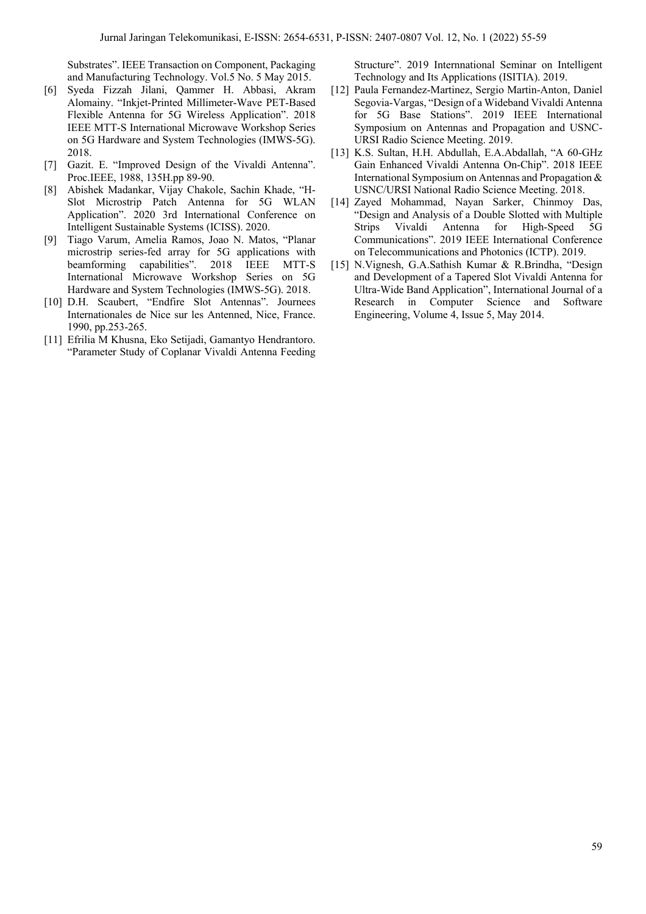Substrates". IEEE Transaction on Component, Packaging and Manufacturing Technology. Vol.5 No. 5 May 2015.

[6] Syeda Fizzah Jilani, Qammer H. Abbasi, Akram Alomainy. "Inkjet-Printed Millimeter-Wave PET-Based Flexible Antenna for 5G Wireless Application". 2018 IEEE MTT-S International Microwave Workshop Series on 5G Hardware and System Technologies (IMWS-5G). 2018.

[7] Gazit. E. "Improved Design of the Vivaldi Antenna". Proc.IEEE, 1988, 135H.pp 89-90.

[8] Abishek Madankar, Vijay Chakole, Sachin Khade, "H-Slot Microstrip Patch Antenna for 5G WLAN Application". 2020 3rd International Conference on Intelligent Sustainable Systems (ICISS). 2020.

[9] Tiago Varum, Amelia Ramos, Joao N. Matos, "Planar microstrip series-fed array for 5G applications with beamforming capabilities". 2018 IEEE MTT-S International Microwave Workshop Series on 5G Hardware and System Technologies (IMWS-5G). 2018.

[10] D.H. Scaubert, "Endfire Slot Antennas". Journees Internationales de Nice sur les Antenned, Nice, France. 1990, pp.253-265.

[11] Efrilia M Khusna, Eko Setijadi, Gamantyo Hendrantoro. "Parameter Study of Coplanar Vivaldi Antenna Feeding Structure". 2019 Internnational Seminar on Intelligent Technology and Its Applications (ISITIA). 2019.

[12] Paula Fernandez-Martinez, Sergio Martin-Anton, Daniel Segovia-Vargas, "Design of a Wideband Vivaldi Antenna for 5G Base Stations". 2019 IEEE International Symposium on Antennas and Propagation and USNC-URSI Radio Science Meeting. 2019.

[13] K.S. Sultan, H.H. Abdullah, E.A.Abdallah, "A 60-GHz Gain Enhanced Vivaldi Antenna On-Chip". 2018 IEEE International Symposium on Antennas and Propagation & USNC/URSI National Radio Science Meeting. 2018.

[14] Zayed Mohammad, Nayan Sarker, Chinmoy Das, "Design and Analysis of a Double Slotted with Multiple Strips Vivaldi Antenna for High-Speed 5G Communications". 2019 IEEE International Conference on Telecommunications and Photonics (ICTP). 2019.

[15] N.Vignesh, G.A.Sathish Kumar & R.Brindha, "Design and Development of a Tapered Slot Vivaldi Antenna for Ultra-Wide Band Application", International Journal of a Research in Computer Science and Software Engineering, Volume 4, Issue 5, May 2014.